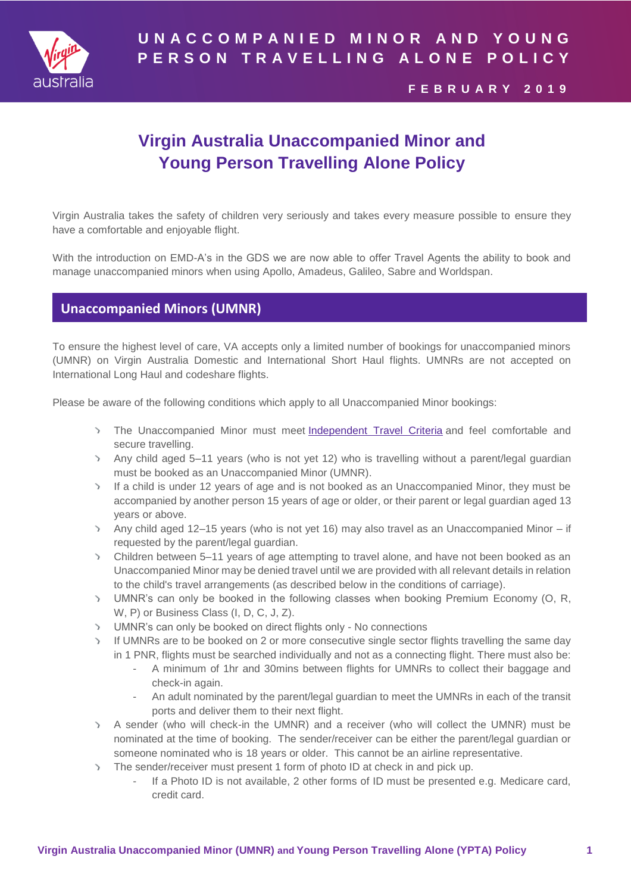# UNACCOMPANIED MINOR AND YOUNG PERSON TRAVELLING ALONE POLICY

FEBRUARY 2019

# Virgin Australia Unaccompanied Minor and Young Person Travelling Alone Policy

Virgin Australia takes the safety of children very seriously and takes every measure possible to ensure they have a comfortable and enjoyable flight.

With the introduction on EMD-A's in the GDS we are now able to offer Travel Agents the ability to book and manage unaccompanied minors when using Apollo, Amadeus, Galileo, Sabre and Worldspan.

## Unaccompanied Minors (UMNR)

To ensure the highest level of care, VA accepts only a limited number of bookings for unaccompanied minors (UMNR) on Virgin Australia Domestic and International Short Haul flights. UMNRs are not accepted on International Long Haul and codeshare flights.

Please be aware of the following conditions which apply to all Unaccompanied Minor bookings:

- The Unaccompanied Minor must meet Independent Travel Criteria and feel comfortable and secure travelling.
- Any child aged 5–11 years (who is not yet 12) who is travelling without a parent/legal guardian must be booked as an Unaccompanied Minor (UMNR).
- If a child is under 12 years of age and is not booked as an Unaccompanied Minor, they must be accompanied by another person 15 years of age or older, or their parent or legal guardian aged 13 years or above.
- Any child aged 12–15 years (who is not yet 16) may also travel as an Unaccompanied Minor – if requested by the parent/legal guardian.
- Children between 5–11 years of age attempting to travel alone, and have not been booked as an Unaccompanied Minor may be denied travel until we are provided with all relevant details in relation to the child's travel arrangements (as described below in the conditions of carriage).
- UMNR's can only be booked in the following classes when booking Premium Economy (O, R, W, P) or Business Class (I, D, C, J, Z).
- UMNR's can only be booked on direct flights only - No connections
- If UMNRs are to be booked on 2 or more consecutive single sector flights travelling the same day in 1 PNR, flights must be searched individually and not as a connecting flight. There must also be:
  - A minimum of 1hr and 30mins between flights for UMNRs to collect their baggage and check-in again.
  - An adult nominated by the parent/legal guardian to meet the UMNRs in each of the transit ports and deliver them to their next flight.
- A sender (who will check-in the UMNR) and a receiver (who will collect the UMNR) must be nominated at the time of booking. The sender/receiver can be either the parent/legal guardian or someone nominated who is 18 years or older. This cannot be an airline representative.
- The sender/receiver must present 1 form of photo ID at check in and pick up.
  - If a Photo ID is not available, 2 other forms of ID must be presented e.g. Medicare card, credit card.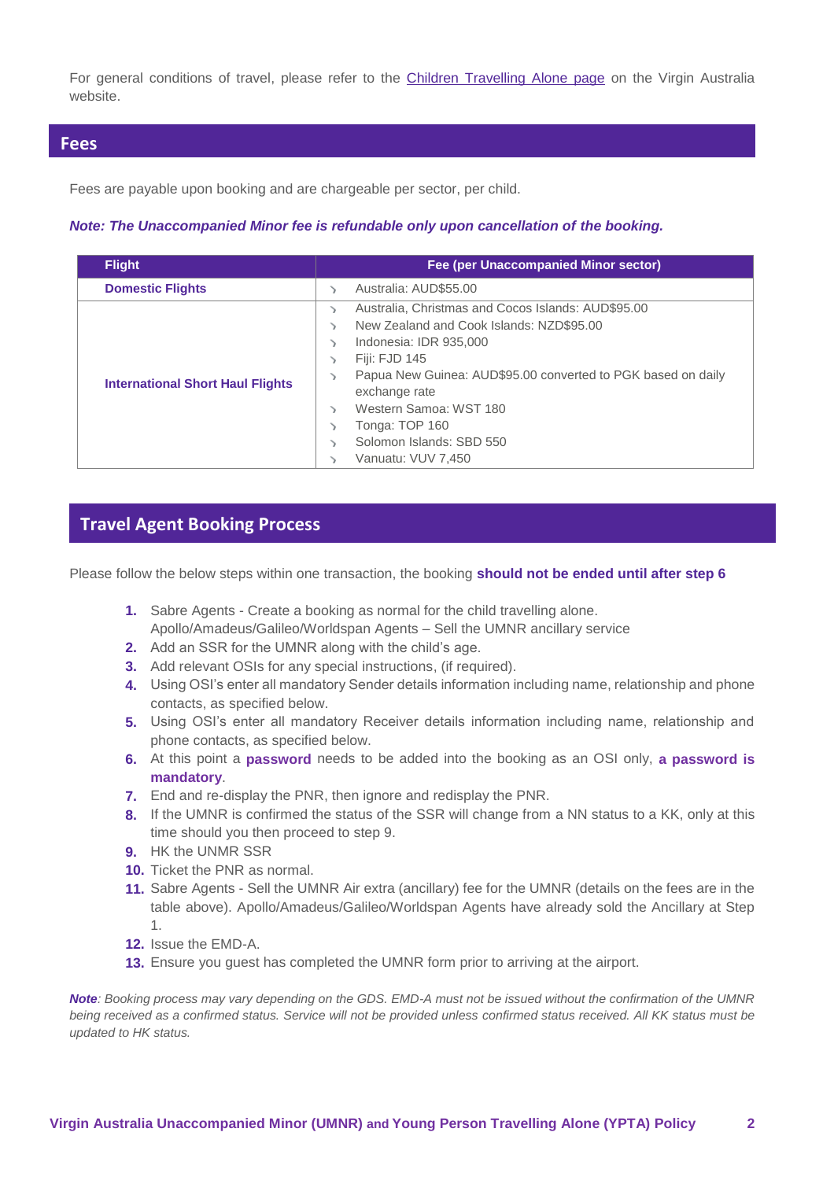For general conditions of travel, please refer to the [Children Travelling Alone page] on the Virgin Australia website.

## Fees

Fees are payable upon booking and are chargeable per sector, per child.

***Note: The Unaccompanied Minor fee is refundable only upon cancellation of the booking.***

| Flight | Fee (per Unaccompanied Minor sector) |
|---|---|
| **Domestic Flights** | Australia: AUD$55.00 |
| **International Short Haul Flights** | Australia, Christmas and Cocos Islands: AUD$95.00<br>New Zealand and Cook Islands: NZD$95.00<br>Indonesia: IDR 935,000<br>Fiji: FJD 145<br>Papua New Guinea: AUD$95.00 converted to PGK based on daily exchange rate<br>Western Samoa: WST 180<br>Tonga: TOP 160<br>Solomon Islands: SBD 550<br>Vanuatu: VUV 7,450 |

## Travel Agent Booking Process

Please follow the below steps within one transaction, the booking **should not be ended until after step 6**

1. Sabre Agents - Create a booking as normal for the child travelling alone. Apollo/Amadeus/Galileo/Worldspan Agents – Sell the UMNR ancillary service
2. Add an SSR for the UMNR along with the child's age.
3. Add relevant OSIs for any special instructions, (if required).
4. Using OSI's enter all mandatory Sender details information including name, relationship and phone contacts, as specified below.
5. Using OSI's enter all mandatory Receiver details information including name, relationship and phone contacts, as specified below.
6. At this point a **password** needs to be added into the booking as an OSI only, **a password is mandatory**.
7. End and re-display the PNR, then ignore and redisplay the PNR.
8. If the UMNR is confirmed the status of the SSR will change from a NN status to a KK, only at this time should you then proceed to step 9.
9. HK the UNMR SSR
10. Ticket the PNR as normal.
11. Sabre Agents - Sell the UMNR Air extra (ancillary) fee for the UMNR (details on the fees are in the table above). Apollo/Amadeus/Galileo/Worldspan Agents have already sold the Ancillary at Step 1.
12. Issue the EMD-A.
13. Ensure you guest has completed the UMNR form prior to arriving at the airport.

***Note**: Booking process may vary depending on the GDS. EMD-A must not be issued without the confirmation of the UMNR being received as a confirmed status. Service will not be provided unless confirmed status received. All KK status must be updated to HK status.*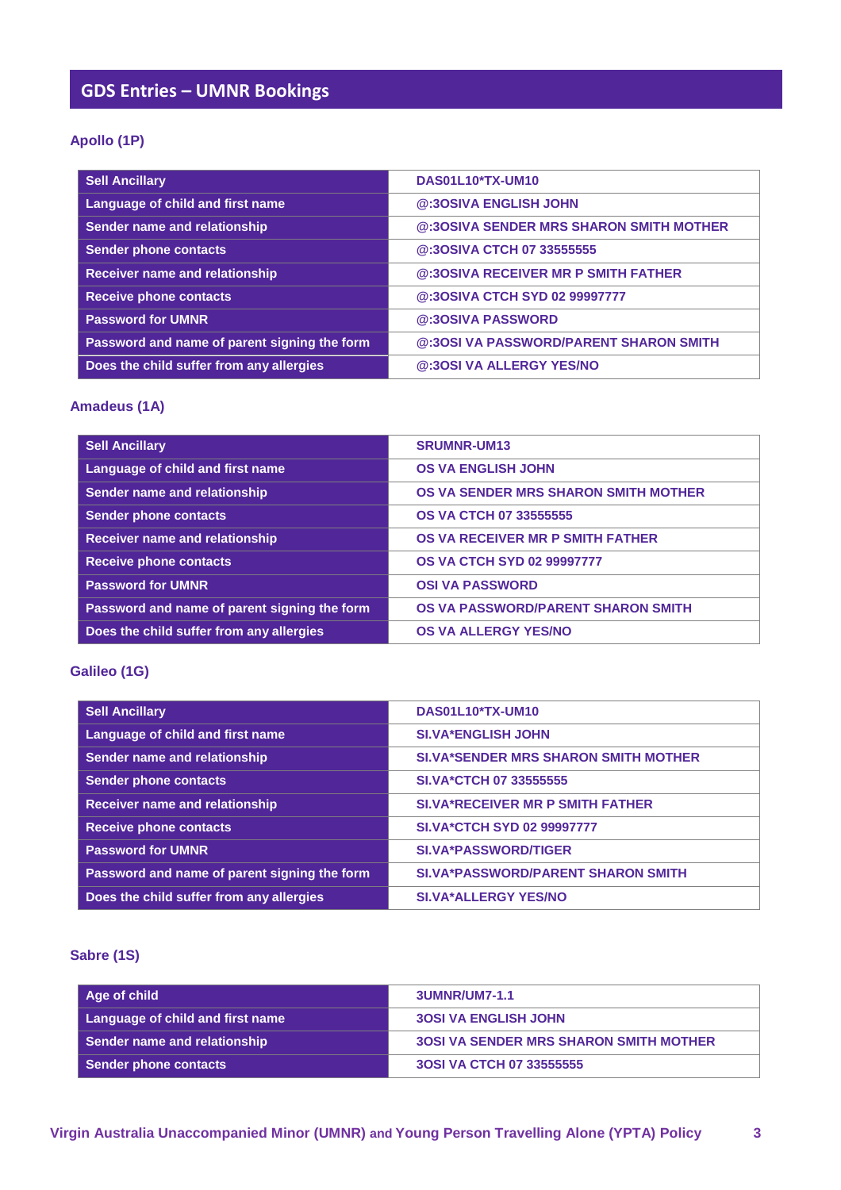# GDS Entries – UMNR Bookings

### Apollo (1P)

| | |
|---|---|
| Sell Ancillary | DAS01L10*TX-UM10 |
| Language of child and first name | @:3OSIVA ENGLISH JOHN |
| Sender name and relationship | @:3OSIVA SENDER MRS SHARON SMITH MOTHER |
| Sender phone contacts | @:3OSIVA CTCH 07 33555555 |
| Receiver name and relationship | @:3OSIVA RECEIVER MR P SMITH FATHER |
| Receive phone contacts | @:3OSIVA CTCH SYD 02 99997777 |
| Password for UMNR | @:3OSIVA PASSWORD |
| Password and name of parent signing the form | @:3OSI VA PASSWORD/PARENT SHARON SMITH |
| Does the child suffer from any allergies | @:3OSI VA ALLERGY YES/NO |

### Amadeus (1A)

| | |
|---|---|
| Sell Ancillary | SRUMNR-UM13 |
| Language of child and first name | OS VA ENGLISH JOHN |
| Sender name and relationship | OS VA SENDER MRS SHARON SMITH MOTHER |
| Sender phone contacts | OS VA CTCH 07 33555555 |
| Receiver name and relationship | OS VA RECEIVER MR P SMITH FATHER |
| Receive phone contacts | OS VA CTCH SYD 02 99997777 |
| Password for UMNR | OSI VA PASSWORD |
| Password and name of parent signing the form | OS VA PASSWORD/PARENT SHARON SMITH |
| Does the child suffer from any allergies | OS VA ALLERGY YES/NO |

### Galileo (1G)

| | |
|---|---|
| Sell Ancillary | DAS01L10*TX-UM10 |
| Language of child and first name | SI.VA*ENGLISH JOHN |
| Sender name and relationship | SI.VA*SENDER MRS SHARON SMITH MOTHER |
| Sender phone contacts | SI.VA*CTCH 07 33555555 |
| Receiver name and relationship | SI.VA*RECEIVER MR P SMITH FATHER |
| Receive phone contacts | SI.VA*CTCH SYD 02 99997777 |
| Password for UMNR | SI.VA*PASSWORD/TIGER |
| Password and name of parent signing the form | SI.VA*PASSWORD/PARENT SHARON SMITH |
| Does the child suffer from any allergies | SI.VA*ALLERGY YES/NO |

### Sabre (1S)

| | |
|---|---|
| Age of child | 3UMNR/UM7-1.1 |
| Language of child and first name | 3OSI VA ENGLISH JOHN |
| Sender name and relationship | 3OSI VA SENDER MRS SHARON SMITH MOTHER |
| Sender phone contacts | 3OSI VA CTCH 07 33555555 |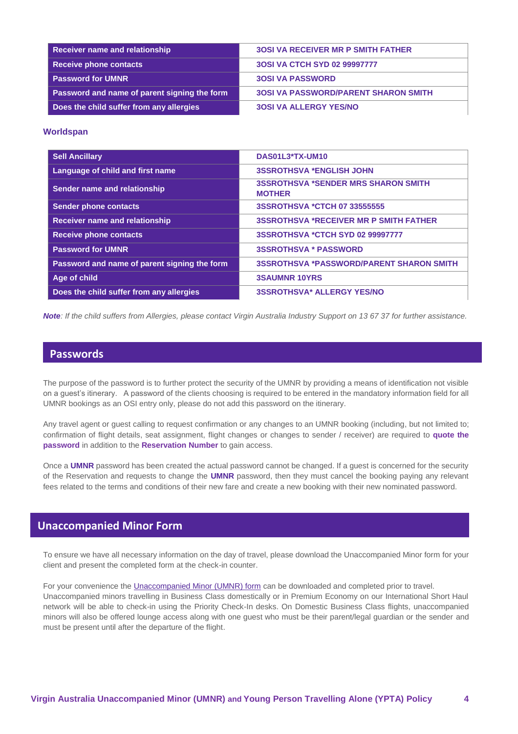| Receiver name and relationship | 3OSI VA RECEIVER MR P SMITH FATHER |
| --- | --- |
| Receive phone contacts | 3OSI VA CTCH SYD 02 99997777 |
| Password for UMNR | 3OSI VA PASSWORD |
| Password and name of parent signing the form | 3OSI VA PASSWORD/PARENT SHARON SMITH |
| Does the child suffer from any allergies | 3OSI VA ALLERGY YES/NO |

### Worldspan

| Sell Ancillary | DAS01L3*TX-UM10 |
| --- | --- |
| Language of child and first name | 3SSROTHSVA *ENGLISH JOHN |
| Sender name and relationship | 3SSROTHSVA *SENDER MRS SHARON SMITH MOTHER |
| Sender phone contacts | 3SSROTHSVA *CTCH 07 33555555 |
| Receiver name and relationship | 3SSROTHSVA *RECEIVER MR P SMITH FATHER |
| Receive phone contacts | 3SSROTHSVA *CTCH SYD 02 99997777 |
| Password for UMNR | 3SSROTHSVA * PASSWORD |
| Password and name of parent signing the form | 3SSROTHSVA *PASSWORD/PARENT SHARON SMITH |
| Age of child | 3SAUMNR 10YRS |
| Does the child suffer from any allergies | 3SSROTHSVA* ALLERGY YES/NO |

***Note****: If the child suffers from Allergies, please contact Virgin Australia Industry Support on 13 67 37 for further assistance.*

## Passwords

The purpose of the password is to further protect the security of the UMNR by providing a means of identification not visible on a guest's itinerary. A password of the clients choosing is required to be entered in the mandatory information field for all UMNR bookings as an OSI entry only, please do not add this password on the itinerary.

Any travel agent or guest calling to request confirmation or any changes to an UMNR booking (including, but not limited to; confirmation of flight details, seat assignment, flight changes or changes to sender / receiver) are required to **quote the password** in addition to the **Reservation Number** to gain access.

Once a **UMNR** password has been created the actual password cannot be changed. If a guest is concerned for the security of the Reservation and requests to change the **UMNR** password, then they must cancel the booking paying any relevant fees related to the terms and conditions of their new fare and create a new booking with their new nominated password.

## Unaccompanied Minor Form

To ensure we have all necessary information on the day of travel, please download the Unaccompanied Minor form for your client and present the completed form at the check-in counter.

For your convenience the Unaccompanied Minor (UMNR) form can be downloaded and completed prior to travel. Unaccompanied minors travelling in Business Class domestically or in Premium Economy on our International Short Haul network will be able to check-in using the Priority Check-In desks. On Domestic Business Class flights, unaccompanied minors will also be offered lounge access along with one guest who must be their parent/legal guardian or the sender and must be present until after the departure of the flight.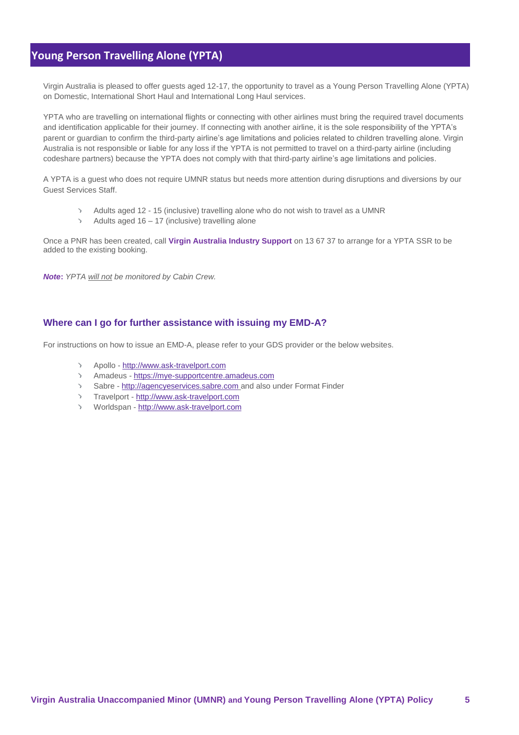## Young Person Travelling Alone (YPTA)

Virgin Australia is pleased to offer guests aged 12-17, the opportunity to travel as a Young Person Travelling Alone (YPTA) on Domestic, International Short Haul and International Long Haul services.

YPTA who are travelling on international flights or connecting with other airlines must bring the required travel documents and identification applicable for their journey. If connecting with another airline, it is the sole responsibility of the YPTA's parent or guardian to confirm the third-party airline's age limitations and policies related to children travelling alone. Virgin Australia is not responsible or liable for any loss if the YPTA is not permitted to travel on a third-party airline (including codeshare partners) because the YPTA does not comply with that third-party airline's age limitations and policies.

A YPTA is a guest who does not require UMNR status but needs more attention during disruptions and diversions by our Guest Services Staff.

- Adults aged 12 - 15 (inclusive) travelling alone who do not wish to travel as a UMNR
- Adults aged 16 – 17 (inclusive) travelling alone

Once a PNR has been created, call **Virgin Australia Industry Support** on 13 67 37 to arrange for a YPTA SSR to be added to the existing booking.

***Note*****:** *YPTA will not be monitored by Cabin Crew.*

### Where can I go for further assistance with issuing my EMD-A?

For instructions on how to issue an EMD-A, please refer to your GDS provider or the below websites.

- Apollo - http://www.ask-travelport.com
- Amadeus - https://mye-supportcentre.amadeus.com
- Sabre - http://agencyeservices.sabre.com and also under Format Finder
- Travelport - http://www.ask-travelport.com
- Worldspan - http://www.ask-travelport.com